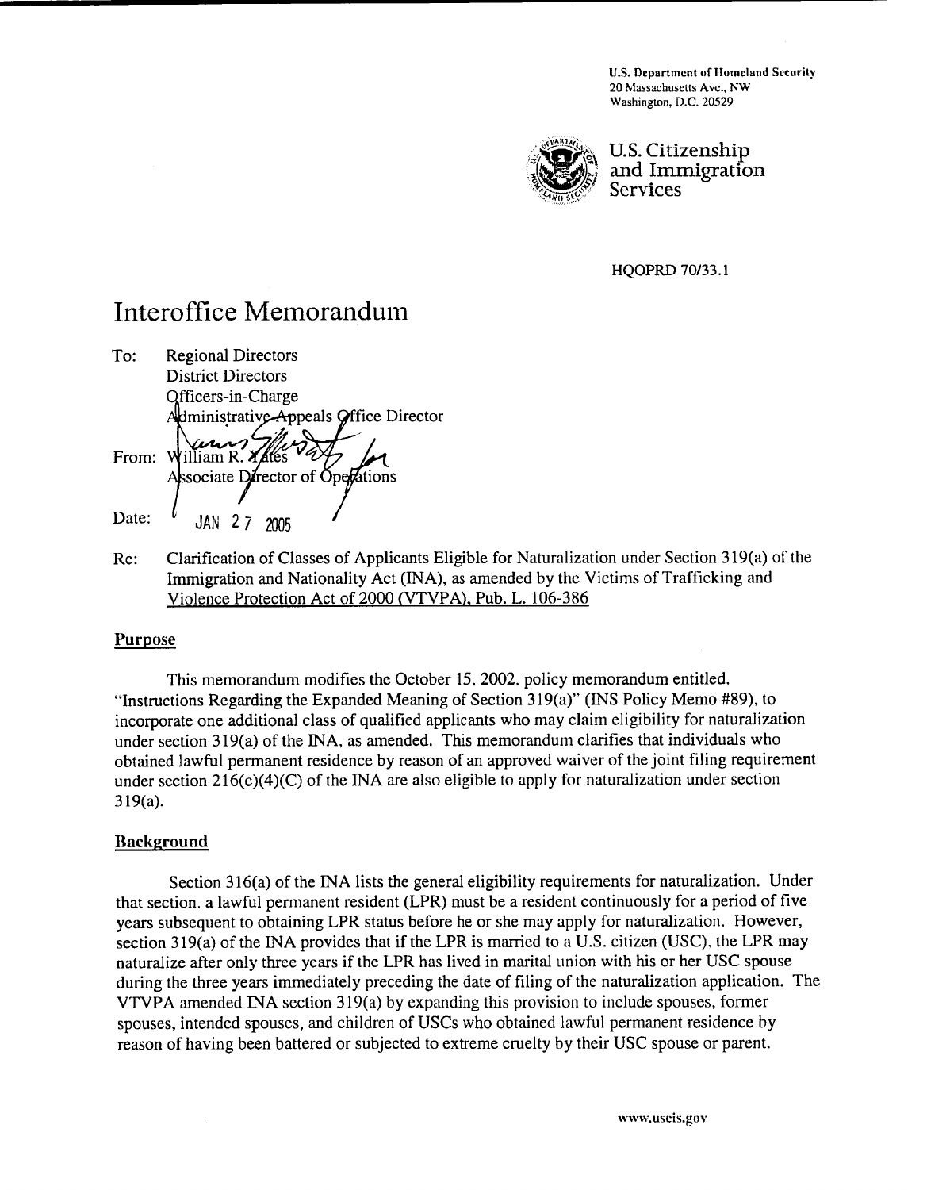U.S. Department of Homeland Security
20 Massachusetts Ave., NW
Washington, D.C. 20529

U.S. Citizenship and Immigration Services

HQOPRD 70/33.1

# Interoffice Memorandum

To: Regional Directors
District Directors
Officers-in-Charge
Administrative Appeals Office Director

From: William R. Yates
Associate Director of Operations

Date: JAN 27 2005

Re: Clarification of Classes of Applicants Eligible for Naturalization under Section 319(a) of the Immigration and Nationality Act (INA), as amended by the Victims of Trafficking and Violence Protection Act of 2000 (VTVPA), Pub. L. 106-386

## Purpose

This memorandum modifies the October 15, 2002, policy memorandum entitled, "Instructions Regarding the Expanded Meaning of Section 319(a)" (INS Policy Memo #89), to incorporate one additional class of qualified applicants who may claim eligibility for naturalization under section 319(a) of the INA, as amended. This memorandum clarifies that individuals who obtained lawful permanent residence by reason of an approved waiver of the joint filing requirement under section 216(c)(4)(C) of the INA are also eligible to apply for naturalization under section 319(a).

## Background

Section 316(a) of the INA lists the general eligibility requirements for naturalization. Under that section, a lawful permanent resident (LPR) must be a resident continuously for a period of five years subsequent to obtaining LPR status before he or she may apply for naturalization. However, section 319(a) of the INA provides that if the LPR is married to a U.S. citizen (USC), the LPR may naturalize after only three years if the LPR has lived in marital union with his or her USC spouse during the three years immediately preceding the date of filing of the naturalization application. The VTVPA amended INA section 319(a) by expanding this provision to include spouses, former spouses, intended spouses, and children of USCs who obtained lawful permanent residence by reason of having been battered or subjected to extreme cruelty by their USC spouse or parent.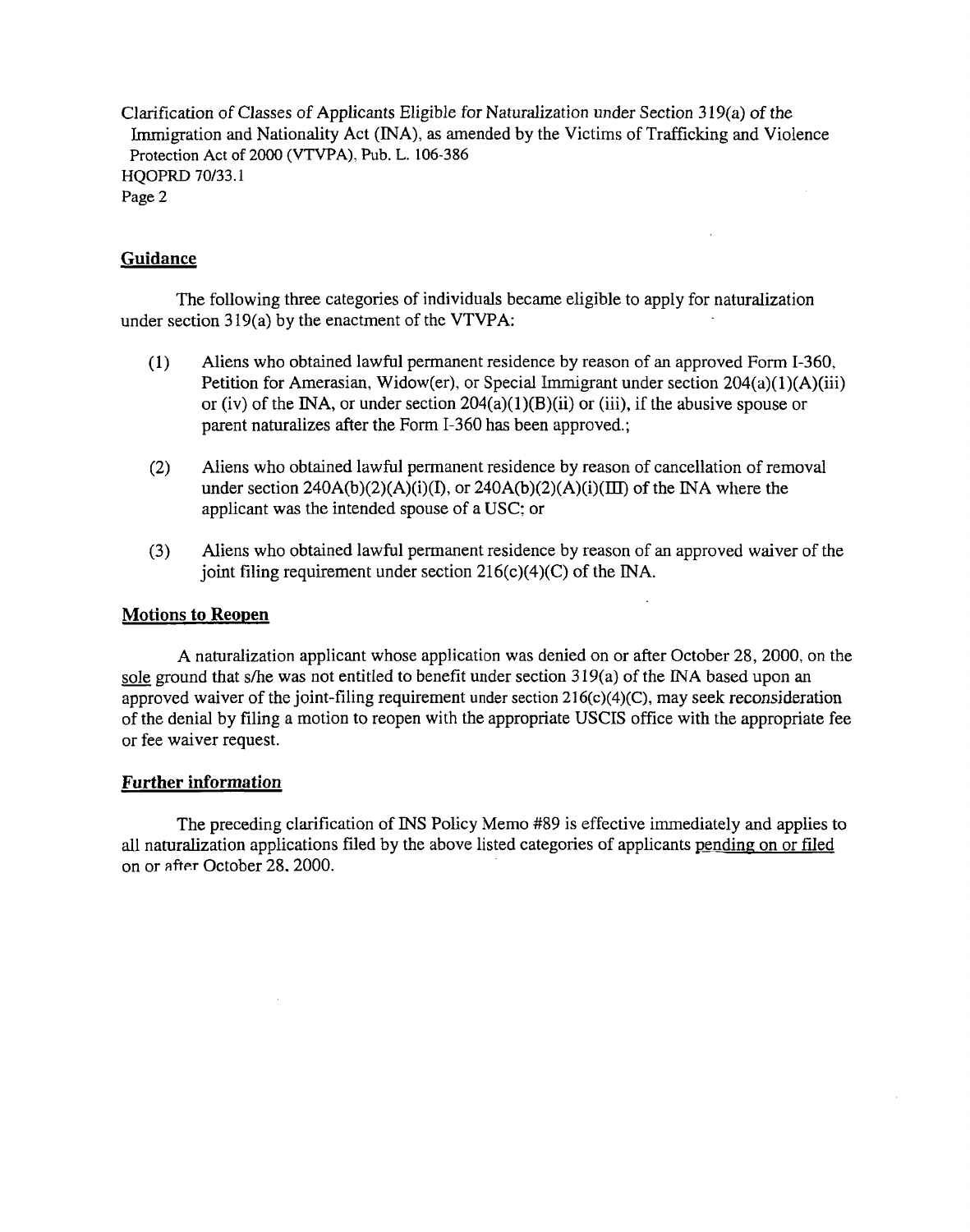## Guidance

The following three categories of individuals became eligible to apply for naturalization under section 319(a) by the enactment of the VTVPA:

(1) Aliens who obtained lawful permanent residence by reason of an approved Form I-360, Petition for Amerasian, Widow(er), or Special Immigrant under section 204(a)(1)(A)(iii) or (iv) of the INA, or under section 204(a)(1)(B)(ii) or (iii), if the abusive spouse or parent naturalizes after the Form I-360 has been approved.;

(2) Aliens who obtained lawful permanent residence by reason of cancellation of removal under section 240A(b)(2)(A)(i)(I), or 240A(b)(2)(A)(i)(III) of the INA where the applicant was the intended spouse of a USC; or

(3) Aliens who obtained lawful permanent residence by reason of an approved waiver of the joint filing requirement under section 216(c)(4)(C) of the INA.

## Motions to Reopen

A naturalization applicant whose application was denied on or after October 28, 2000, on the <u>sole</u> ground that s/he was not entitled to benefit under section 319(a) of the INA based upon an approved waiver of the joint-filing requirement under section 216(c)(4)(C), may seek reconsideration of the denial by filing a motion to reopen with the appropriate USCIS office with the appropriate fee or fee waiver request.

## Further information

The preceding clarification of INS Policy Memo #89 is effective immediately and applies to all naturalization applications filed by the above listed categories of applicants <u>pending on or filed</u> on or after October 28. 2000.